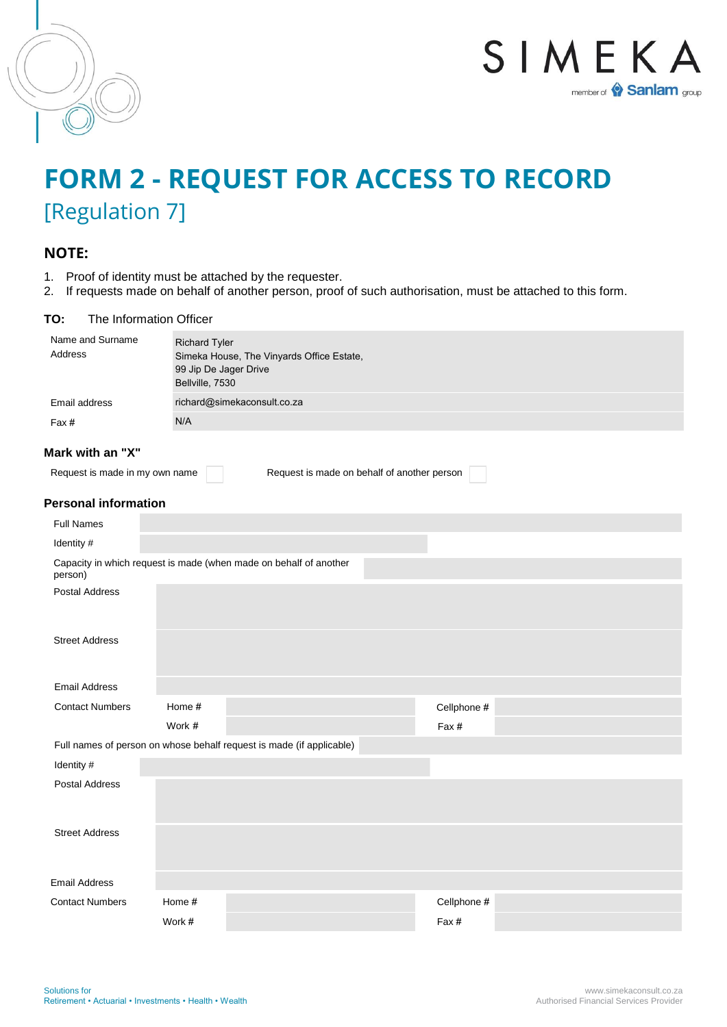SIMEKA

member of Sanlam group

# FORM 2 - REQUEST FOR ACCESS TO RECORD

## [Regulation 7]

### NOTE:

1. Proof of identity must be attached by the requester.
2. If requests made on behalf of another person, proof of such authorisation, must be attached to this form.

**TO:** The Information Officer

| | |
|---|---|
| Name and Surname<br>Address | Richard Tyler<br>Simeka House, The Vinyards Office Estate,<br>99 Jip De Jager Drive<br>Bellville, 7530 |
| Email address | richard@simekaconsult.co.za |
| Fax # | N/A |

### Mark with an "X"

Request is made in my own name [ ] Request is made on behalf of another person [ ]

### Personal information

| | | | | |
|---|---|---|---|---|
| Full Names | | | | |
| Identity # | | | | |
| Capacity in which request is made (when made on behalf of another person) | | | | |
| Postal Address | | | | |
| Street Address | | | | |
| Email Address | | | | |
| Contact Numbers | Home # | | Cellphone # | |
| | Work # | | Fax # | |
| Full names of person on whose behalf request is made (if applicable) | | | | |
| Identity # | | | | |
| Postal Address | | | | |
| Street Address | | | | |
| Email Address | | | | |
| Contact Numbers | Home # | | Cellphone # | |
| | Work # | | Fax # | |

Solutions for
Retirement • Actuarial • Investments • Health • Wealth

www.simekaconsult.co.za
Authorised Financial Services Provider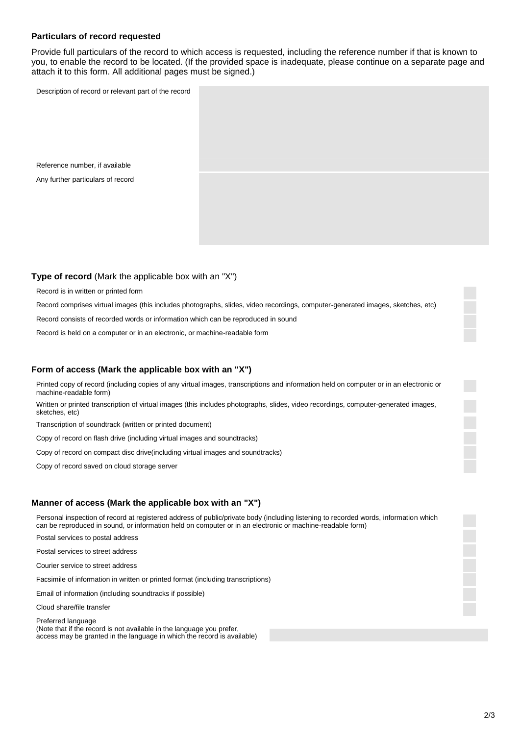### Particulars of record requested

Provide full particulars of the record to which access is requested, including the reference number if that is known to you, to enable the record to be located. (If the provided space is inadequate, please continue on a separate page and attach it to this form. All additional pages must be signed.)

| | |
|---|---|
| Description of record or relevant part of the record | |
| Reference number, if available | |
| Any further particulars of record | |

### Type of record (Mark the applicable box with an "X")

| | |
|---|---|
| Record is in written or printed form | |
| Record comprises virtual images (this includes photographs, slides, video recordings, computer-generated images, sketches, etc) | |
| Record consists of recorded words or information which can be reproduced in sound | |
| Record is held on a computer or in an electronic, or machine-readable form | |

### Form of access (Mark the applicable box with an "X")

| | |
|---|---|
| Printed copy of record (including copies of any virtual images, transcriptions and information held on computer or in an electronic or machine-readable form) | |
| Written or printed transcription of virtual images (this includes photographs, slides, video recordings, computer-generated images, sketches, etc) | |
| Transcription of soundtrack (written or printed document) | |
| Copy of record on flash drive (including virtual images and soundtracks) | |
| Copy of record on compact disc drive(including virtual images and soundtracks) | |
| Copy of record saved on cloud storage server | |

### Manner of access (Mark the applicable box with an "X")

| | |
|---|---|
| Personal inspection of record at registered address of public/private body (including listening to recorded words, information which can be reproduced in sound, or information held on computer or in an electronic or machine-readable form) | |
| Postal services to postal address | |
| Postal services to street address | |
| Courier service to street address | |
| Facsimile of information in written or printed format (including transcriptions) | |
| Email of information (including soundtracks if possible) | |
| Cloud share/file transfer | |
| Preferred language<br>(Note that if the record is not available in the language you prefer, access may be granted in the language in which the record is available) | |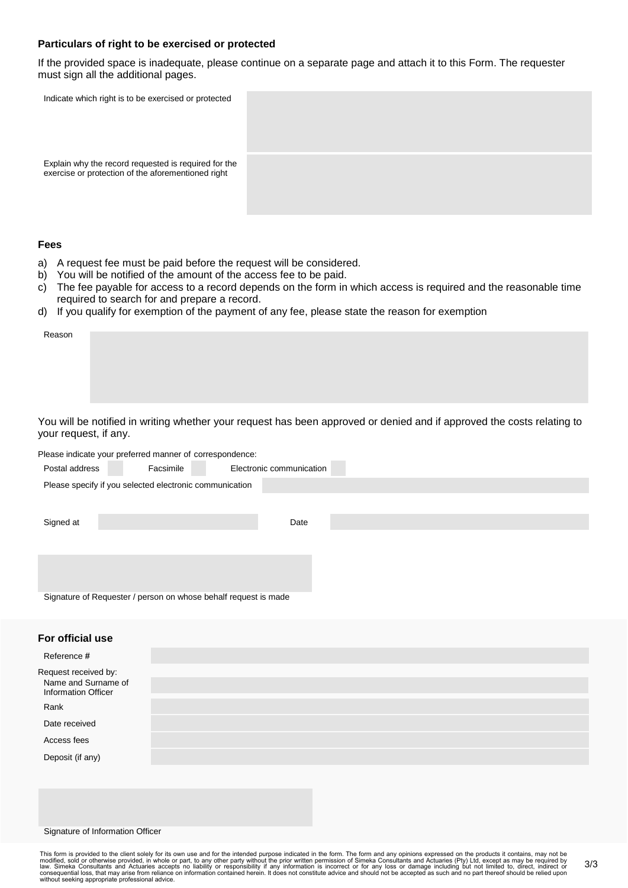### Particulars of right to be exercised or protected

If the provided space is inadequate, please continue on a separate page and attach it to this Form. The requester must sign all the additional pages.

| | |
|---|---|
| Indicate which right is to be exercised or protected | |
| Explain why the record requested is required for the exercise or protection of the aforementioned right | |

### Fees

a) A request fee must be paid before the request will be considered.
b) You will be notified of the amount of the access fee to be paid.
c) The fee payable for access to a record depends on the form in which access is required and the reasonable time required to search for and prepare a record.
d) If you qualify for exemption of the payment of any fee, please state the reason for exemption

| | |
|---|---|
| Reason | |

You will be notified in writing whether your request has been approved or denied and if approved the costs relating to your request, if any.

Please indicate your preferred manner of correspondence:

| | | | | | |
|---|---|---|---|---|---|
| Postal address | | Facsimile | | Electronic communication | |

Please specify if you selected electronic communication

| | | | |
|---|---|---|---|
| Signed at | | Date | |

Signature of Requester / person on whose behalf request is made

### For official use

| | |
|---|---|
| Reference # | |
| Request received by: Name and Surname of Information Officer | |
| Rank | |
| Date received | |
| Access fees | |
| Deposit (if any) | |

Signature of Information Officer

This form is provided to the client solely for its own use and for the intended purpose indicated in the form. The form and any opinions expressed on the products it contains, may not be modified, sold or otherwise provided, in whole or part, to any other party without the prior written permission of Simeka Consultants and Actuaries (Pty) Ltd, except as may be required by law. Simeka Consultants and Actuaries accepts no liability or responsibility if any information is incorrect or for any loss or damage including but not limited to, direct, indirect or consequential loss, that may arise from reliance on information contained herein. It does not constitute advice and should not be accepted as such and no part thereof should be relied upon without seeking appropriate professional advice.